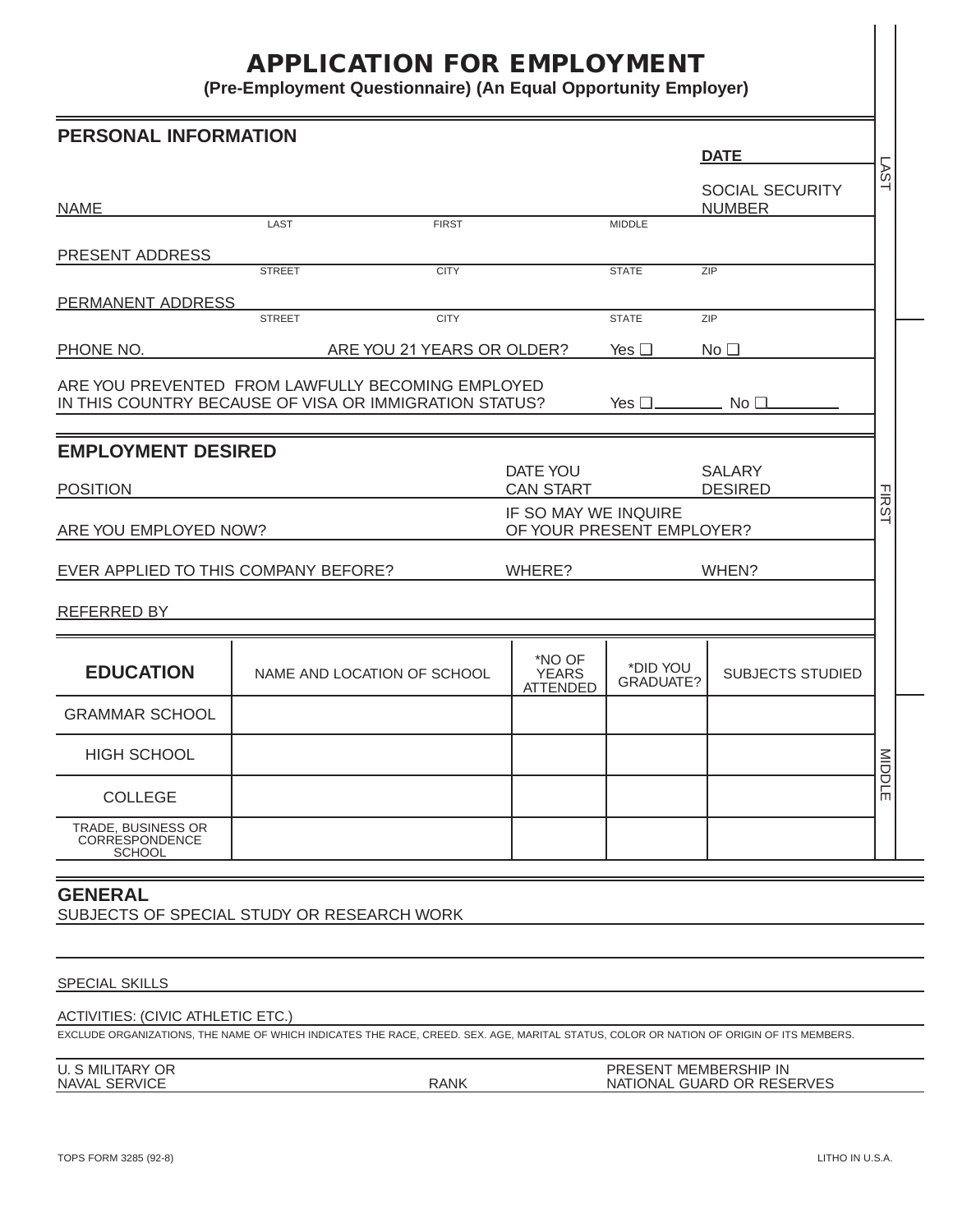# APPLICATION FOR EMPLOYMENT

**(Pre-Employment Questionnaire) (An Equal Opportunity Employer)**

## PERSONAL INFORMATION

**DATE** ____________

NAME ____________ LAST ____________ FIRST ____________ MIDDLE ____________ SOCIAL SECURITY NUMBER ____________

PRESENT ADDRESS ____________ STREET ____________ CITY ____________ STATE ____________ ZIP ____________

PERMANENT ADDRESS ____________ STREET ____________ CITY ____________ STATE ____________ ZIP ____________

PHONE NO. ____________ ARE YOU 21 YEARS OR OLDER? Yes ❑ No ❑

ARE YOU PREVENTED FROM LAWFULLY BECOMING EMPLOYED IN THIS COUNTRY BECAUSE OF VISA OR IMMIGRATION STATUS? Yes ❑ ________ No ❑ ________

## EMPLOYMENT DESIRED

POSITION ____________ DATE YOU CAN START ____________ SALARY DESIRED ____________

ARE YOU EMPLOYED NOW? ____________ IF SO MAY WE INQUIRE OF YOUR PRESENT EMPLOYER? ____________

EVER APPLIED TO THIS COMPANY BEFORE? ____________ WHERE? ____________ WHEN? ____________

REFERRED BY ____________

| EDUCATION | NAME AND LOCATION OF SCHOOL | *NO OF YEARS ATTENDED | *DID YOU GRADUATE? | SUBJECTS STUDIED |
|---|---|---|---|---|
| GRAMMAR SCHOOL | | | | |
| HIGH SCHOOL | | | | |
| COLLEGE | | | | |
| TRADE, BUSINESS OR CORRESPONDENCE SCHOOL | | | | |

## GENERAL

SUBJECTS OF SPECIAL STUDY OR RESEARCH WORK ____________

____________

SPECIAL SKILLS ____________

ACTIVITIES: (CIVIC ATHLETIC ETC.) ____________

EXCLUDE ORGANIZATIONS, THE NAME OF WHICH INDICATES THE RACE, CREED. SEX. AGE, MARITAL STATUS, COLOR OR NATION OF ORIGIN OF ITS MEMBERS.

U. S MILITARY OR NAVAL SERVICE ____________ RANK ____________ PRESENT MEMBERSHIP IN NATIONAL GUARD OR RESERVES ____________

LAST FIRST MIDDLE

TOPS FORM 3285 (92-8) LITHO IN U.S.A.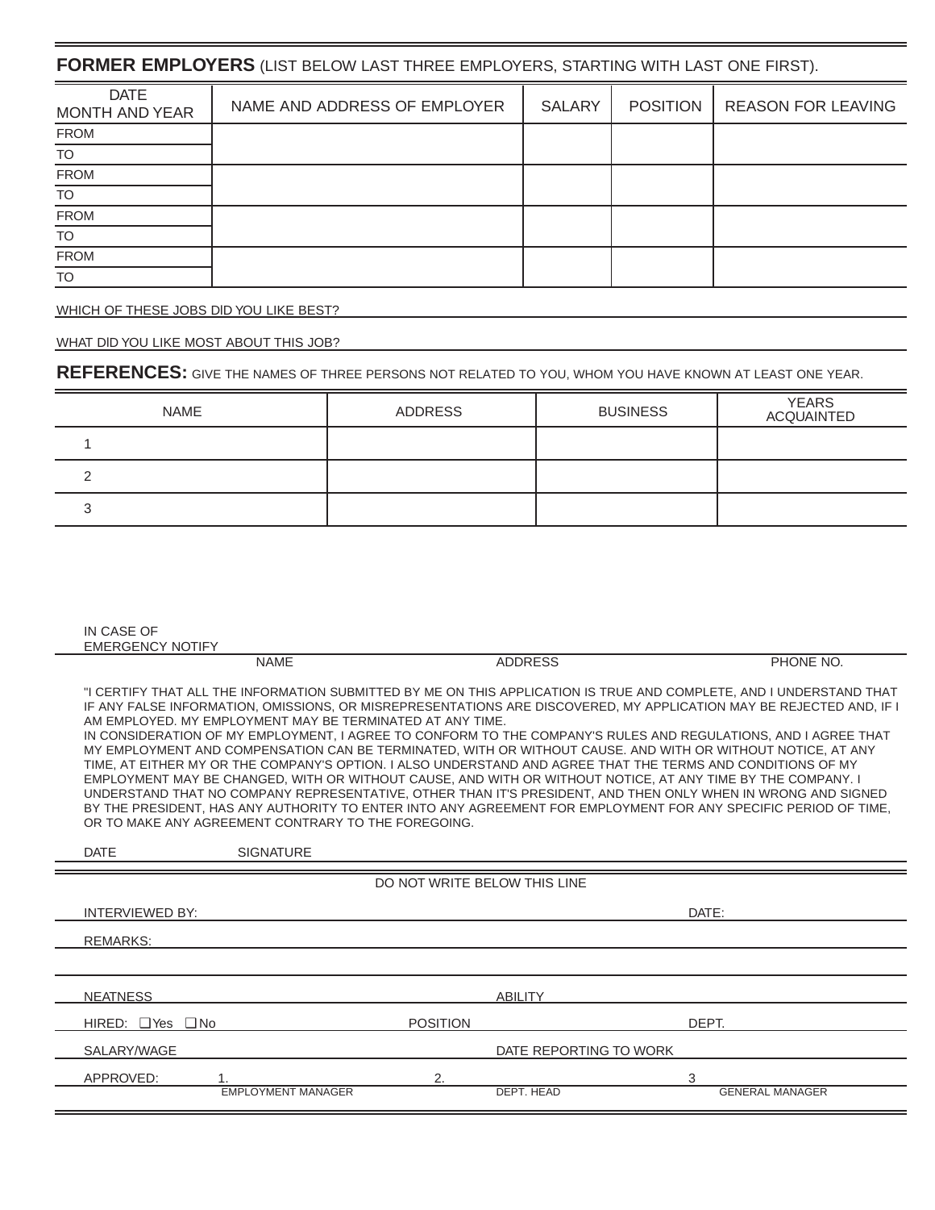## FORMER EMPLOYERS (LIST BELOW LAST THREE EMPLOYERS, STARTING WITH LAST ONE FIRST).

| DATE MONTH AND YEAR | NAME AND ADDRESS OF EMPLOYER | SALARY | POSITION | REASON FOR LEAVING |
|---|---|---|---|---|
| FROM | | | | |
| TO | | | | |
| FROM | | | | |
| TO | | | | |
| FROM | | | | |
| TO | | | | |
| FROM | | | | |
| TO | | | | |

WHICH OF THESE JOBS DID YOU LIKE BEST?

WHAT DID YOU LIKE MOST ABOUT THIS JOB?

## REFERENCES: GIVE THE NAMES OF THREE PERSONS NOT RELATED TO YOU, WHOM YOU HAVE KNOWN AT LEAST ONE YEAR.

| NAME | ADDRESS | BUSINESS | YEARS ACQUAINTED |
|---|---|---|---|
| 1 | | | |
| 2 | | | |
| 3 | | | |

IN CASE OF EMERGENCY NOTIFY

NAME ADDRESS PHONE NO.

"I CERTIFY THAT ALL THE INFORMATION SUBMITTED BY ME ON THIS APPLICATION IS TRUE AND COMPLETE, AND I UNDERSTAND THAT IF ANY FALSE INFORMATION, OMISSIONS, OR MISREPRESENTATIONS ARE DISCOVERED, MY APPLICATION MAY BE REJECTED AND, IF I AM EMPLOYED. MY EMPLOYMENT MAY BE TERMINATED AT ANY TIME.
IN CONSIDERATION OF MY EMPLOYMENT, I AGREE TO CONFORM TO THE COMPANY'S RULES AND REGULATIONS, AND I AGREE THAT MY EMPLOYMENT AND COMPENSATION CAN BE TERMINATED, WITH OR WITHOUT CAUSE. AND WITH OR WITHOUT NOTICE, AT ANY TIME, AT EITHER MY OR THE COMPANY'S OPTION. I ALSO UNDERSTAND AND AGREE THAT THE TERMS AND CONDITIONS OF MY EMPLOYMENT MAY BE CHANGED, WITH OR WITHOUT CAUSE, AND WITH OR WITHOUT NOTICE, AT ANY TIME BY THE COMPANY. I UNDERSTAND THAT NO COMPANY REPRESENTATIVE, OTHER THAN IT'S PRESIDENT, AND THEN ONLY WHEN IN WRONG AND SIGNED BY THE PRESIDENT, HAS ANY AUTHORITY TO ENTER INTO ANY AGREEMENT FOR EMPLOYMENT FOR ANY SPECIFIC PERIOD OF TIME, OR TO MAKE ANY AGREEMENT CONTRARY TO THE FOREGOING.

DATE SIGNATURE

DO NOT WRITE BELOW THIS LINE

INTERVIEWED BY: DATE:

REMARKS:

NEATNESS ABILITY

HIRED: ❑ Yes ❑ No POSITION DEPT.

SALARY/WAGE DATE REPORTING TO WORK

APPROVED: 1. EMPLOYMENT MANAGER 2. DEPT. HEAD 3 GENERAL MANAGER